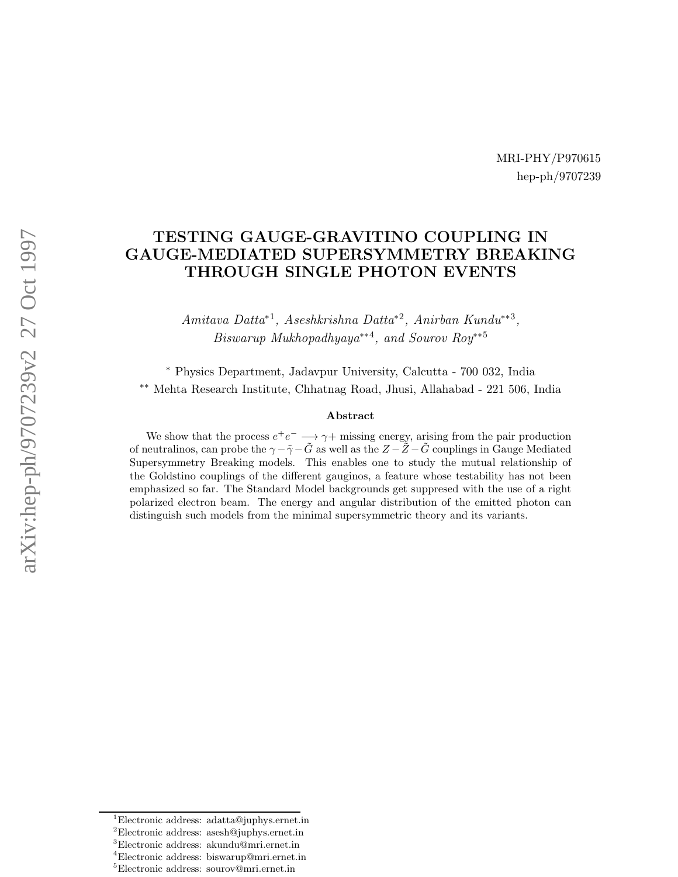MRI-PHY/P970615
hep-ph/9707239

# TESTING GAUGE-GRAVITINO COUPLING IN GAUGE-MEDIATED SUPERSYMMETRY BREAKING THROUGH SINGLE PHOTON EVENTS

*Amitava Datta*[*1], *Aseshkrishna Datta*[*2], *Anirban Kundu*[**3], *Biswarup Mukhopadhyaya*[**4], *and Sourov Roy*[**5]

[*] Physics Department, Jadavpur University, Calcutta - 700 032, India

[**] Mehta Research Institute, Chhatnag Road, Jhusi, Allahabad - 221 506, India

### Abstract

We show that the process $e^+e^- \longrightarrow \gamma+$ missing energy, arising from the pair production of neutralinos, can probe the $\gamma - \tilde{\gamma} - \tilde{G}$ as well as the $Z - \tilde{Z} - \tilde{G}$ couplings in Gauge Mediated Supersymmetry Breaking models. This enables one to study the mutual relationship of the Goldstino couplings of the different gauginos, a feature whose testability has not been emphasized so far. The Standard Model backgrounds get suppresed with the use of a right polarized electron beam. The energy and angular distribution of the emitted photon can distinguish such models from the minimal supersymmetric theory and its variants.

---

[1] Electronic address: adatta@juphys.ernet.in
[2] Electronic address: asesh@juphys.ernet.in
[3] Electronic address: akundu@mri.ernet.in
[4] Electronic address: biswarup@mri.ernet.in
[5] Electronic address: sourov@mri.ernet.in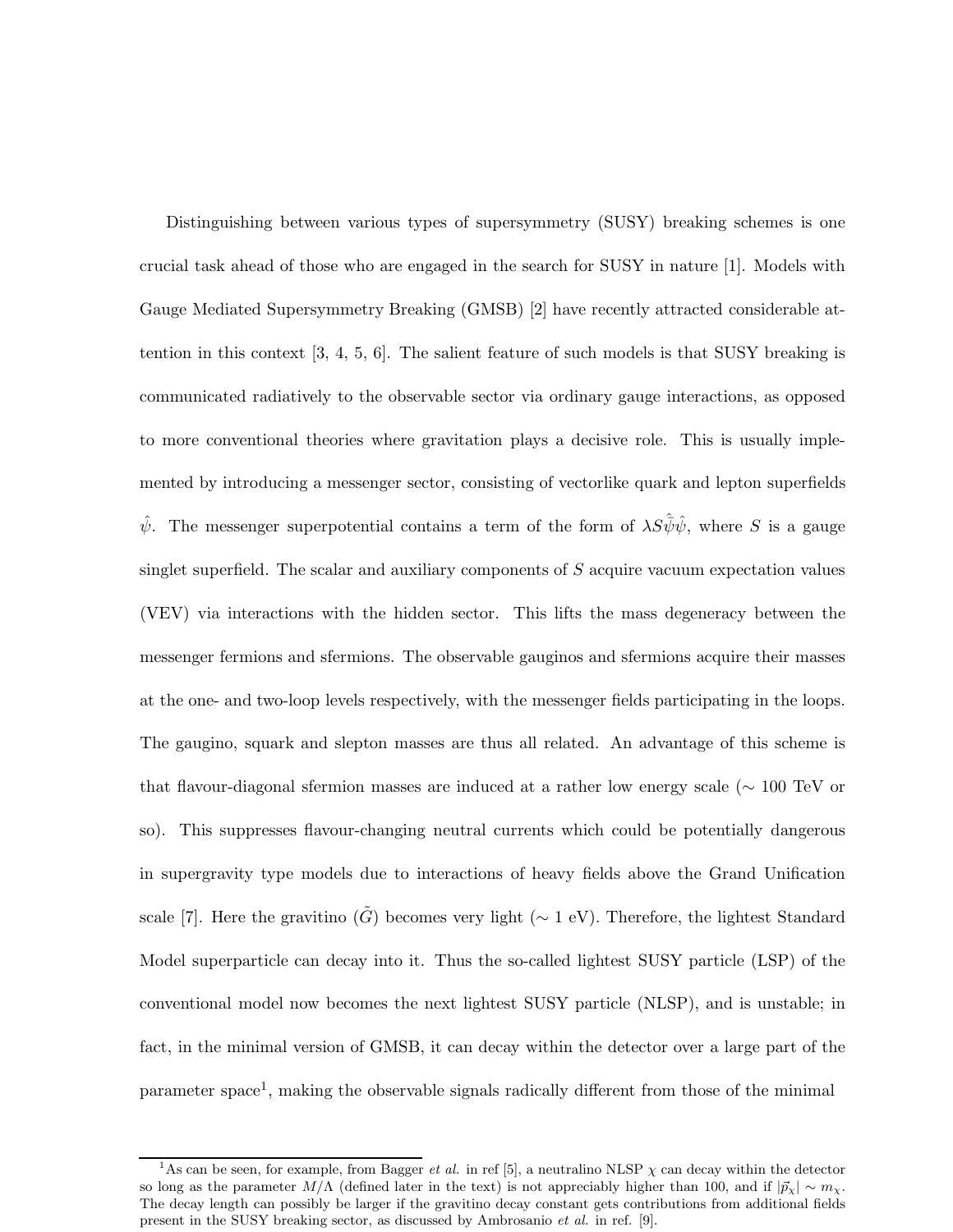Distinguishing between various types of supersymmetry (SUSY) breaking schemes is one crucial task ahead of those who are engaged in the search for SUSY in nature [1]. Models with Gauge Mediated Supersymmetry Breaking (GMSB) [2] have recently attracted considerable attention in this context [3, 4, 5, 6]. The salient feature of such models is that SUSY breaking is communicated radiatively to the observable sector via ordinary gauge interactions, as opposed to more conventional theories where gravitation plays a decisive role. This is usually implemented by introducing a messenger sector, consisting of vectorlike quark and lepton superfields $\hat{\psi}$. The messenger superpotential contains a term of the form of $\lambda S\hat{\bar{\psi}}\hat{\psi}$, where $S$ is a gauge singlet superfield. The scalar and auxiliary components of $S$ acquire vacuum expectation values (VEV) via interactions with the hidden sector. This lifts the mass degeneracy between the messenger fermions and sfermions. The observable gauginos and sfermions acquire their masses at the one- and two-loop levels respectively, with the messenger fields participating in the loops. The gaugino, squark and slepton masses are thus all related. An advantage of this scheme is that flavour-diagonal sfermion masses are induced at a rather low energy scale ($\sim$ 100 TeV or so). This suppresses flavour-changing neutral currents which could be potentially dangerous in supergravity type models due to interactions of heavy fields above the Grand Unification scale [7]. Here the gravitino ($\tilde{G}$) becomes very light ($\sim$ 1 eV). Therefore, the lightest Standard Model superparticle can decay into it. Thus the so-called lightest SUSY particle (LSP) of the conventional model now becomes the next lightest SUSY particle (NLSP), and is unstable; in fact, in the minimal version of GMSB, it can decay within the detector over a large part of the parameter space[1], making the observable signals radically different from those of the minimal

[1] As can be seen, for example, from Bagger *et al.* in ref [5], a neutralino NLSP $\chi$ can decay within the detector so long as the parameter $M/\Lambda$ (defined later in the text) is not appreciably higher than 100, and if $|\vec{p}_\chi| \sim m_\chi$. The decay length can possibly be larger if the gravitino decay constant gets contributions from additional fields present in the SUSY breaking sector, as discussed by Ambrosanio *et al.* in ref. [9].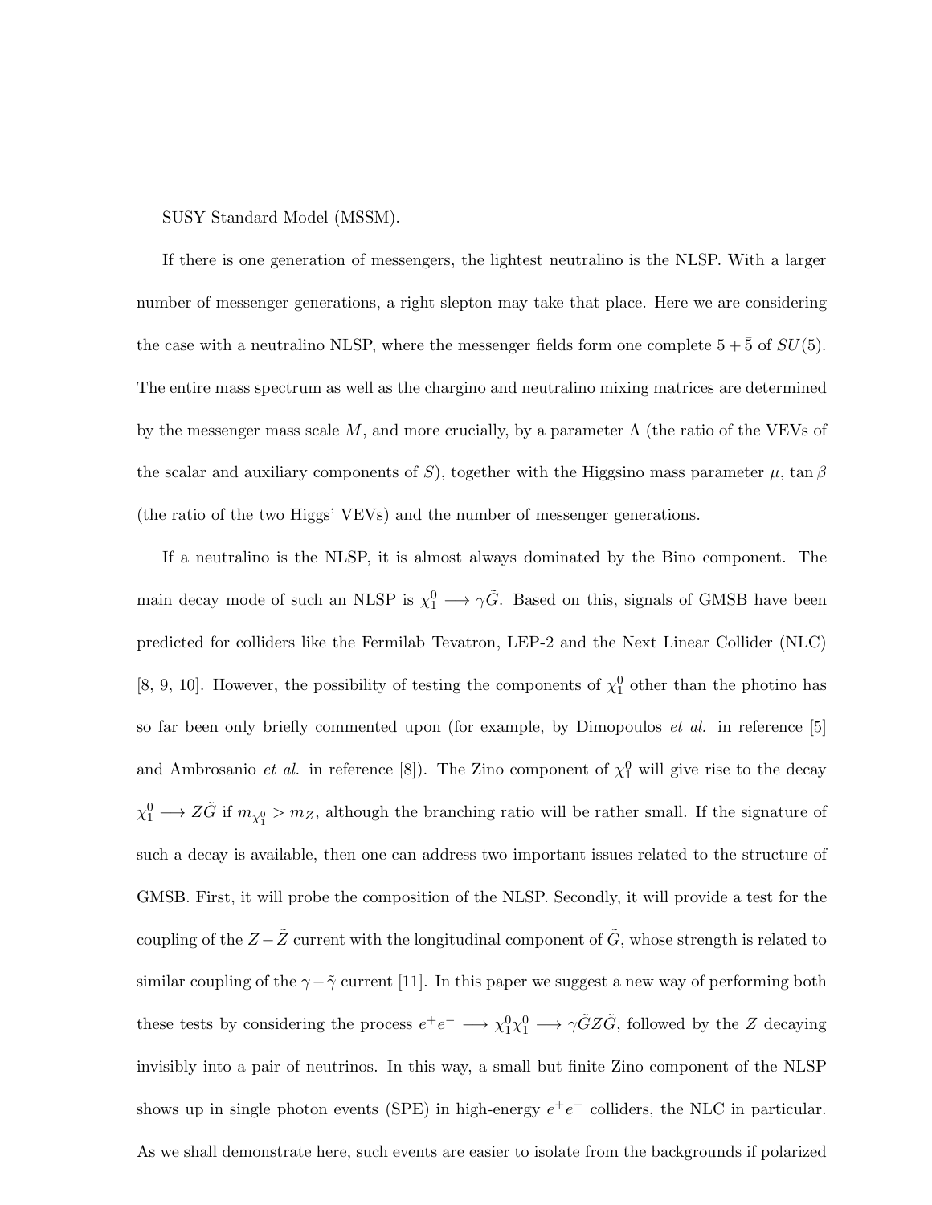SUSY Standard Model (MSSM).

If there is one generation of messengers, the lightest neutralino is the NLSP. With a larger number of messenger generations, a right slepton may take that place. Here we are considering the case with a neutralino NLSP, where the messenger fields form one complete $5 + \bar{5}$ of $SU(5)$. The entire mass spectrum as well as the chargino and neutralino mixing matrices are determined by the messenger mass scale $M$, and more crucially, by a parameter $\Lambda$ (the ratio of the VEVs of the scalar and auxiliary components of $S$), together with the Higgsino mass parameter $\mu$, $\tan\beta$ (the ratio of the two Higgs' VEVs) and the number of messenger generations.

If a neutralino is the NLSP, it is almost always dominated by the Bino component. The main decay mode of such an NLSP is $\chi_1^0 \longrightarrow \gamma\tilde{G}$. Based on this, signals of GMSB have been predicted for colliders like the Fermilab Tevatron, LEP-2 and the Next Linear Collider (NLC) [8, 9, 10]. However, the possibility of testing the components of $\chi_1^0$ other than the photino has so far been only briefly commented upon (for example, by Dimopoulos *et al.* in reference [5] and Ambrosanio *et al.* in reference [8]). The Zino component of $\chi_1^0$ will give rise to the decay $\chi_1^0 \longrightarrow Z\tilde{G}$ if $m_{\chi_1^0} > m_Z$, although the branching ratio will be rather small. If the signature of such a decay is available, then one can address two important issues related to the structure of GMSB. First, it will probe the composition of the NLSP. Secondly, it will provide a test for the coupling of the $Z - \tilde{Z}$ current with the longitudinal component of $\tilde{G}$, whose strength is related to similar coupling of the $\gamma - \tilde{\gamma}$ current [11]. In this paper we suggest a new way of performing both these tests by considering the process $e^+e^- \longrightarrow \chi_1^0\chi_1^0 \longrightarrow \gamma\tilde{G}Z\tilde{G}$, followed by the $Z$ decaying invisibly into a pair of neutrinos. In this way, a small but finite Zino component of the NLSP shows up in single photon events (SPE) in high-energy $e^+e^-$ colliders, the NLC in particular. As we shall demonstrate here, such events are easier to isolate from the backgrounds if polarized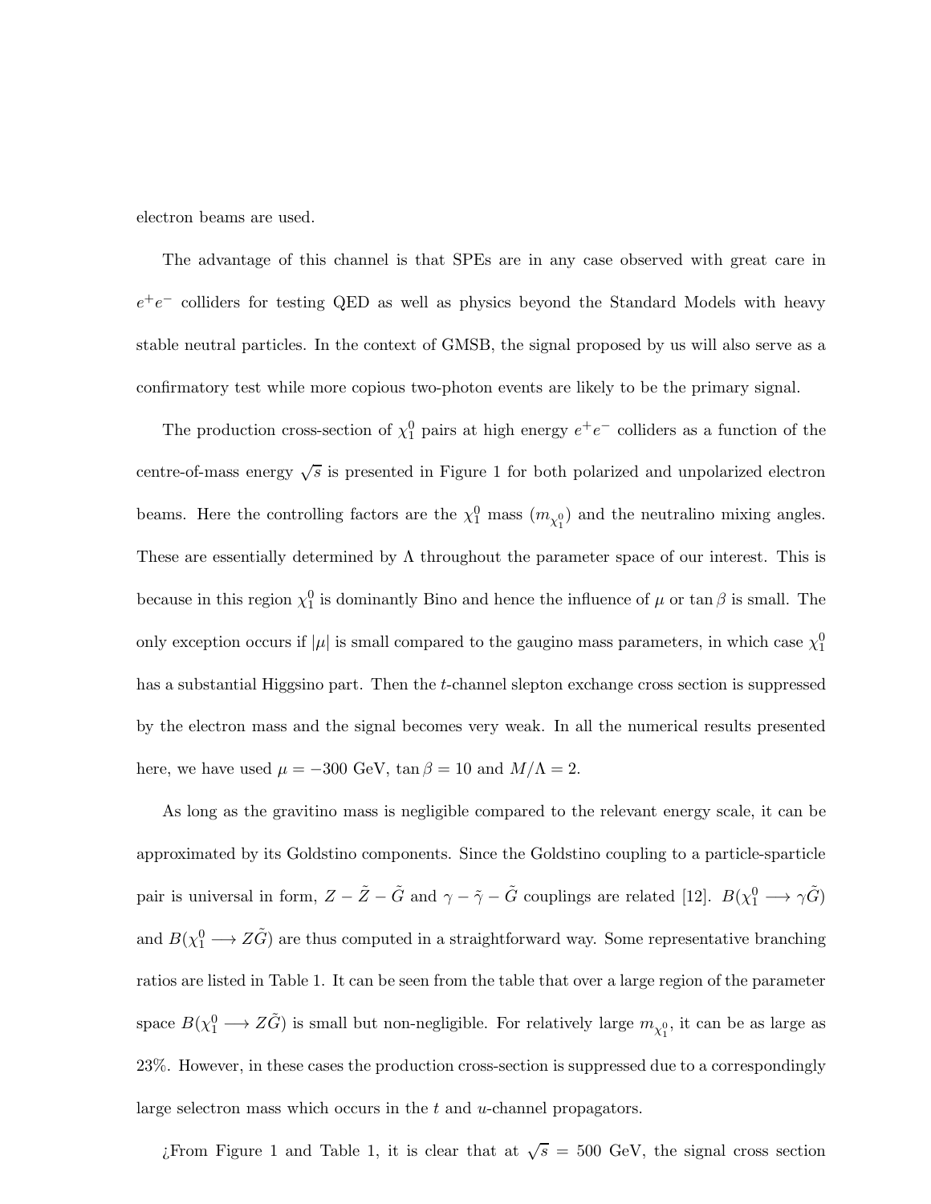electron beams are used.

The advantage of this channel is that SPEs are in any case observed with great care in $e^+e^-$ colliders for testing QED as well as physics beyond the Standard Models with heavy stable neutral particles. In the context of GMSB, the signal proposed by us will also serve as a confirmatory test while more copious two-photon events are likely to be the primary signal.

The production cross-section of $\chi_1^0$ pairs at high energy $e^+e^-$ colliders as a function of the centre-of-mass energy $\sqrt{s}$ is presented in Figure 1 for both polarized and unpolarized electron beams. Here the controlling factors are the $\chi_1^0$ mass ($m_{\chi_1^0}$) and the neutralino mixing angles. These are essentially determined by $\Lambda$ throughout the parameter space of our interest. This is because in this region $\chi_1^0$ is dominantly Bino and hence the influence of $\mu$ or $\tan\beta$ is small. The only exception occurs if $|\mu|$ is small compared to the gaugino mass parameters, in which case $\chi_1^0$ has a substantial Higgsino part. Then the $t$-channel slepton exchange cross section is suppressed by the electron mass and the signal becomes very weak. In all the numerical results presented here, we have used $\mu = -300$ GeV, $\tan\beta = 10$ and $M/\Lambda = 2$.

As long as the gravitino mass is negligible compared to the relevant energy scale, it can be approximated by its Goldstino components. Since the Goldstino coupling to a particle-sparticle pair is universal in form, $Z - \tilde{Z} - \tilde{G}$ and $\gamma - \tilde{\gamma} - \tilde{G}$ couplings are related [12]. $B(\chi_1^0 \longrightarrow \gamma\tilde{G})$ and $B(\chi_1^0 \longrightarrow Z\tilde{G})$ are thus computed in a straightforward way. Some representative branching ratios are listed in Table 1. It can be seen from the table that over a large region of the parameter space $B(\chi_1^0 \longrightarrow Z\tilde{G})$ is small but non-negligible. For relatively large $m_{\chi_1^0}$, it can be as large as 23%. However, in these cases the production cross-section is suppressed due to a correspondingly large selectron mass which occurs in the $t$ and $u$-channel propagators.

¿From Figure 1 and Table 1, it is clear that at $\sqrt{s} = 500$ GeV, the signal cross section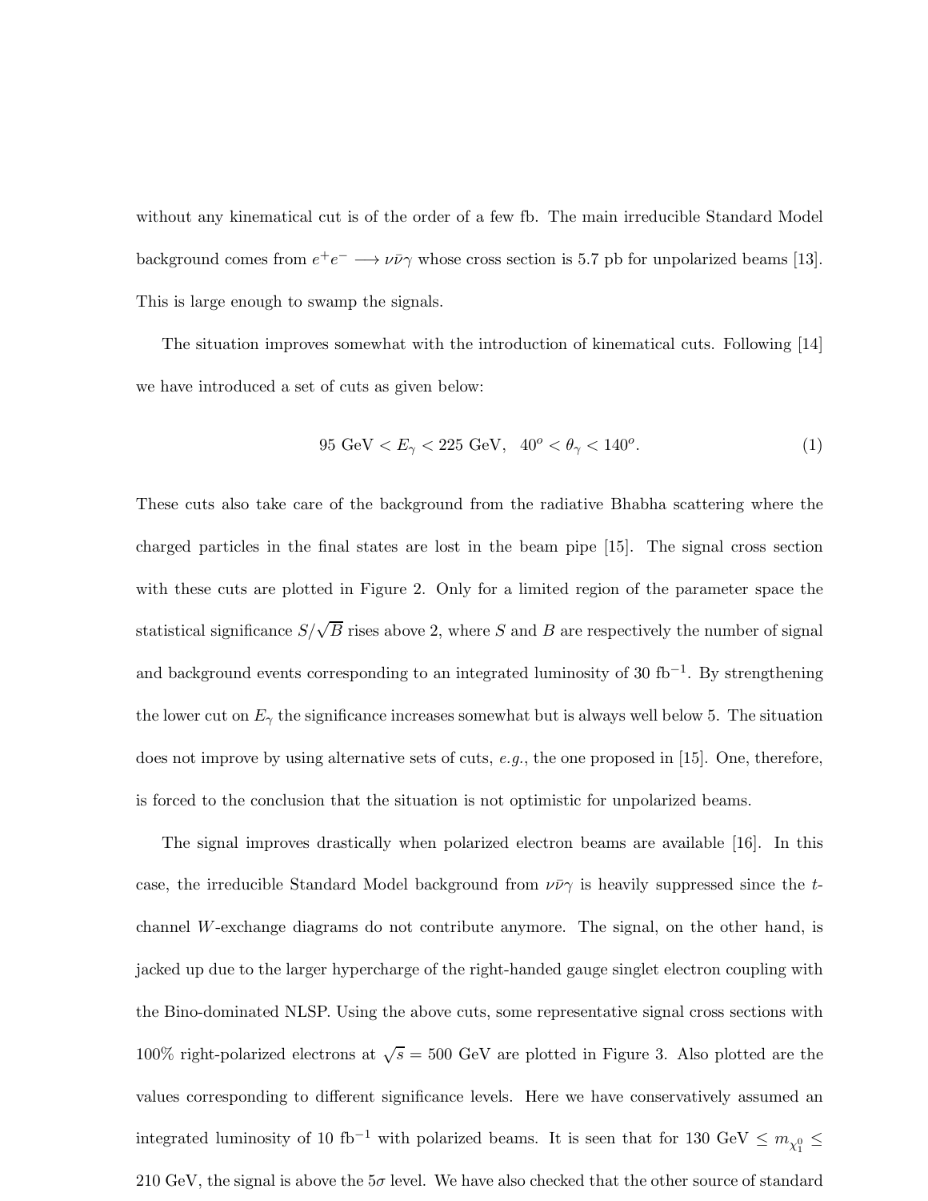without any kinematical cut is of the order of a few fb. The main irreducible Standard Model background comes from $e^+e^- \longrightarrow \nu\bar{\nu}\gamma$ whose cross section is 5.7 pb for unpolarized beams [13]. This is large enough to swamp the signals.

The situation improves somewhat with the introduction of kinematical cuts. Following [14] we have introduced a set of cuts as given below:

$$95 \text{ GeV} < E_\gamma < 225 \text{ GeV}, \quad 40^o < \theta_\gamma < 140^o. \tag{1}$$

These cuts also take care of the background from the radiative Bhabha scattering where the charged particles in the final states are lost in the beam pipe [15]. The signal cross section with these cuts are plotted in Figure 2. Only for a limited region of the parameter space the statistical significance $S/\sqrt{B}$ rises above 2, where $S$ and $B$ are respectively the number of signal and background events corresponding to an integrated luminosity of 30 fb$^{-1}$. By strengthening the lower cut on $E_\gamma$ the significance increases somewhat but is always well below 5. The situation does not improve by using alternative sets of cuts, *e.g.*, the one proposed in [15]. One, therefore, is forced to the conclusion that the situation is not optimistic for unpolarized beams.

The signal improves drastically when polarized electron beams are available [16]. In this case, the irreducible Standard Model background from $\nu\bar{\nu}\gamma$ is heavily suppressed since the $t$-channel $W$-exchange diagrams do not contribute anymore. The signal, on the other hand, is jacked up due to the larger hypercharge of the right-handed gauge singlet electron coupling with the Bino-dominated NLSP. Using the above cuts, some representative signal cross sections with 100% right-polarized electrons at $\sqrt{s} = 500$ GeV are plotted in Figure 3. Also plotted are the values corresponding to different significance levels. Here we have conservatively assumed an integrated luminosity of 10 fb$^{-1}$ with polarized beams. It is seen that for 130 GeV $\leq m_{\chi_1^0} \leq$ 210 GeV, the signal is above the $5\sigma$ level. We have also checked that the other source of standard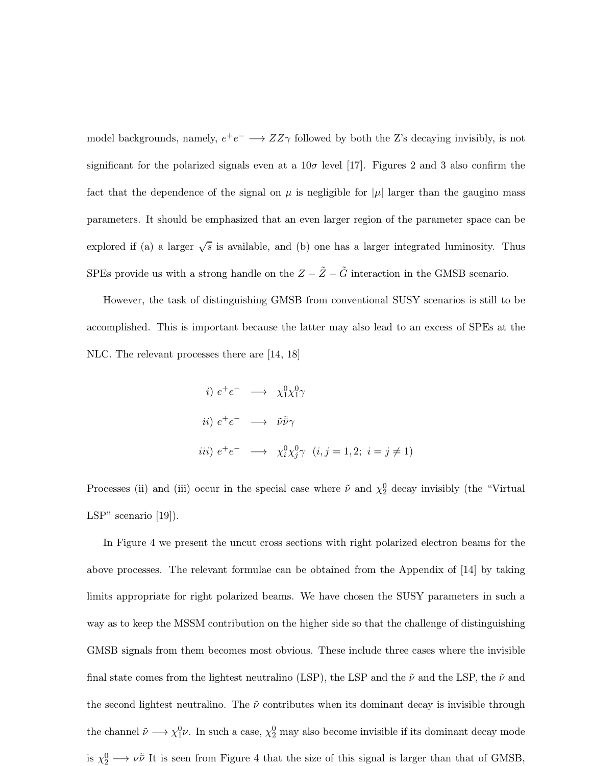model backgrounds, namely, $e^+e^- \longrightarrow ZZ\gamma$ followed by both the Z's decaying invisibly, is not significant for the polarized signals even at a $10\sigma$ level [17]. Figures 2 and 3 also confirm the fact that the dependence of the signal on $\mu$ is negligible for $|\mu|$ larger than the gaugino mass parameters. It should be emphasized that an even larger region of the parameter space can be explored if (a) a larger $\sqrt{s}$ is available, and (b) one has a larger integrated luminosity. Thus SPEs provide us with a strong handle on the $Z - \tilde{Z} - \tilde{G}$ interaction in the GMSB scenario.

However, the task of distinguishing GMSB from conventional SUSY scenarios is still to be accomplished. This is important because the latter may also lead to an excess of SPEs at the NLC. The relevant processes there are [14, 18]

$$
\begin{aligned}
i)\ e^+e^- &\longrightarrow \chi_1^0\chi_1^0\gamma \\
ii)\ e^+e^- &\longrightarrow \tilde{\nu}\tilde{\bar{\nu}}\gamma \\
iii)\ e^+e^- &\longrightarrow \chi_i^0\chi_j^0\gamma \ \ (i,j = 1,2;\ i = j \neq 1)
\end{aligned}
$$

Processes (ii) and (iii) occur in the special case where $\tilde{\nu}$ and $\chi_2^0$ decay invisibly (the "Virtual LSP" scenario [19]).

In Figure 4 we present the uncut cross sections with right polarized electron beams for the above processes. The relevant formulae can be obtained from the Appendix of [14] by taking limits appropriate for right polarized beams. We have chosen the SUSY parameters in such a way as to keep the MSSM contribution on the higher side so that the challenge of distinguishing GMSB signals from them becomes most obvious. These include three cases where the invisible final state comes from the lightest neutralino (LSP), the LSP and the $\tilde{\nu}$ and the LSP, the $\tilde{\nu}$ and the second lightest neutralino. The $\tilde{\nu}$ contributes when its dominant decay is invisible through the channel $\tilde{\nu} \longrightarrow \chi_1^0\nu$. In such a case, $\chi_2^0$ may also become invisible if its dominant decay mode is $\chi_2^0 \longrightarrow \nu\tilde{\bar{\nu}}$ It is seen from Figure 4 that the size of this signal is larger than that of GMSB,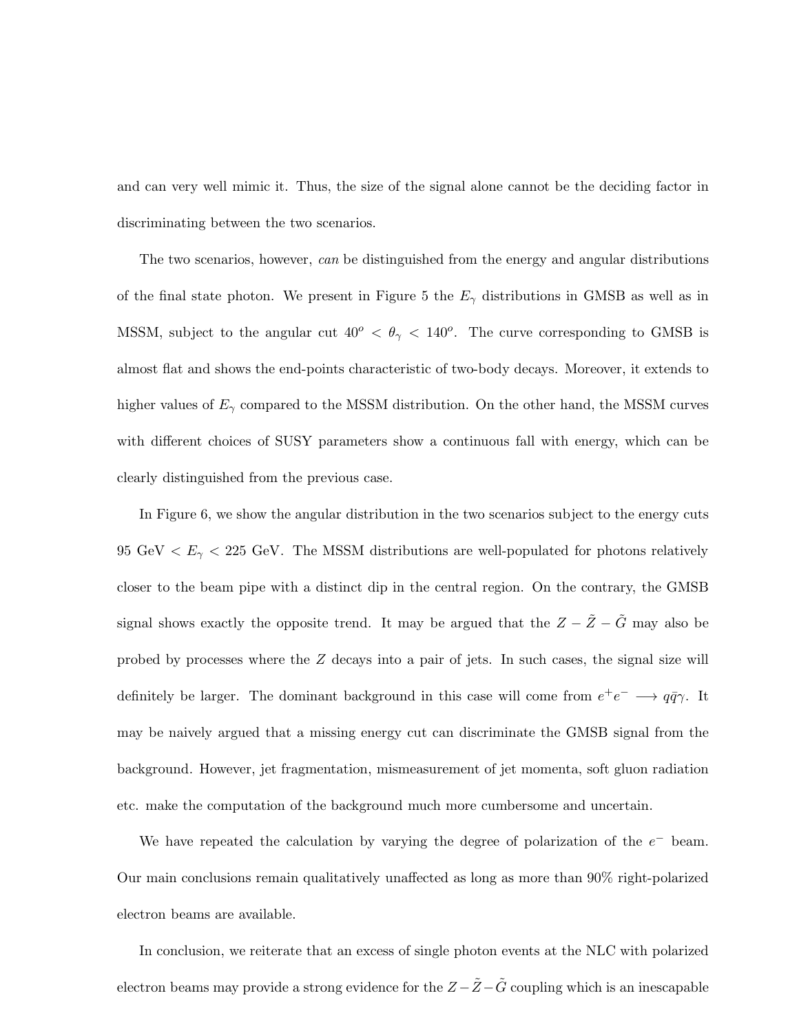and can very well mimic it. Thus, the size of the signal alone cannot be the deciding factor in discriminating between the two scenarios.

The two scenarios, however, *can* be distinguished from the energy and angular distributions of the final state photon. We present in Figure 5 the $E_\gamma$ distributions in GMSB as well as in MSSM, subject to the angular cut $40^o < \theta_\gamma < 140^o$. The curve corresponding to GMSB is almost flat and shows the end-points characteristic of two-body decays. Moreover, it extends to higher values of $E_\gamma$ compared to the MSSM distribution. On the other hand, the MSSM curves with different choices of SUSY parameters show a continuous fall with energy, which can be clearly distinguished from the previous case.

In Figure 6, we show the angular distribution in the two scenarios subject to the energy cuts 95 GeV $< E_\gamma <$ 225 GeV. The MSSM distributions are well-populated for photons relatively closer to the beam pipe with a distinct dip in the central region. On the contrary, the GMSB signal shows exactly the opposite trend. It may be argued that the $Z - \tilde{Z} - \tilde{G}$ may also be probed by processes where the $Z$ decays into a pair of jets. In such cases, the signal size will definitely be larger. The dominant background in this case will come from $e^+e^- \longrightarrow q\bar{q}\gamma$. It may be naively argued that a missing energy cut can discriminate the GMSB signal from the background. However, jet fragmentation, mismeasurement of jet momenta, soft gluon radiation etc. make the computation of the background much more cumbersome and uncertain.

We have repeated the calculation by varying the degree of polarization of the $e^-$ beam. Our main conclusions remain qualitatively unaffected as long as more than 90% right-polarized electron beams are available.

In conclusion, we reiterate that an excess of single photon events at the NLC with polarized electron beams may provide a strong evidence for the $Z - \tilde{Z} - \tilde{G}$ coupling which is an inescapable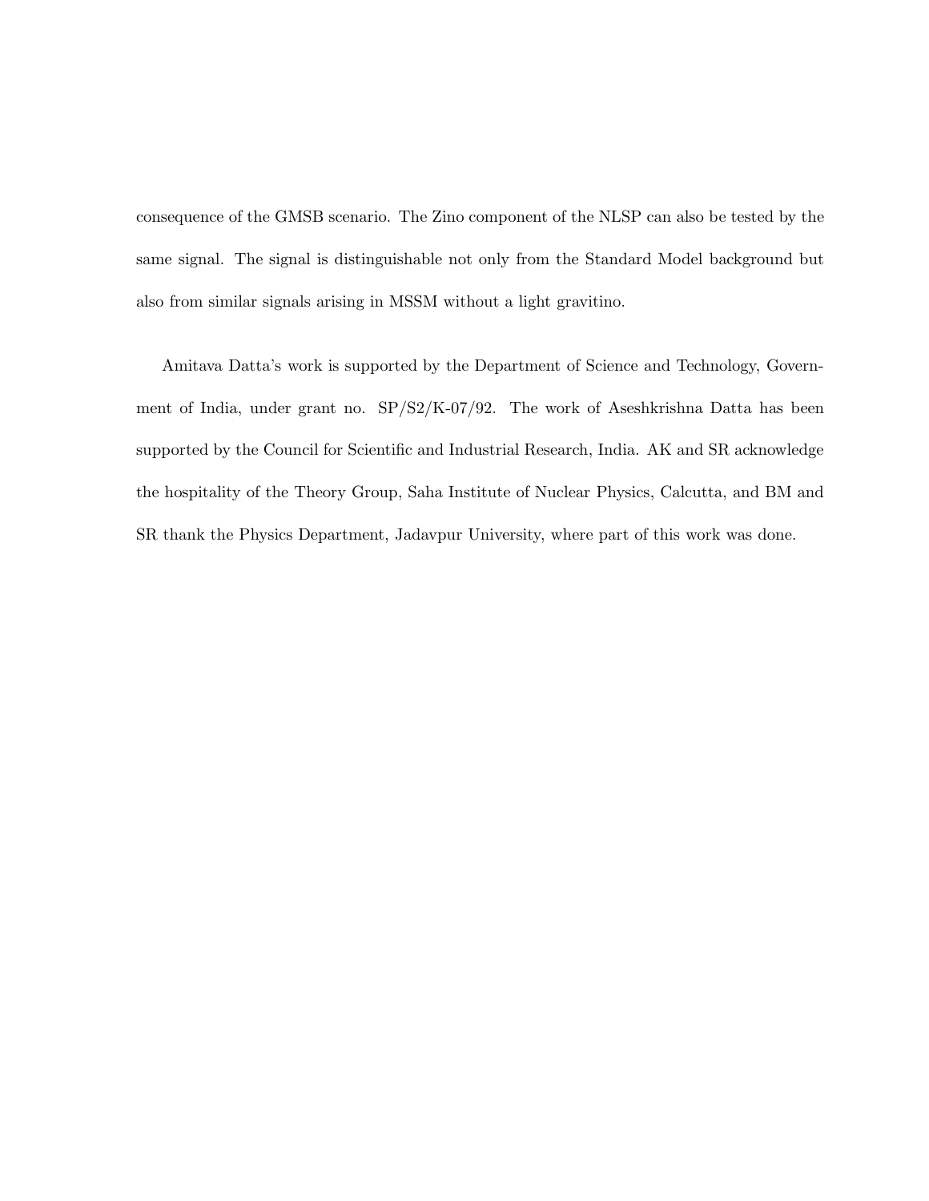consequence of the GMSB scenario. The Zino component of the NLSP can also be tested by the same signal. The signal is distinguishable not only from the Standard Model background but also from similar signals arising in MSSM without a light gravitino.

Amitava Datta's work is supported by the Department of Science and Technology, Government of India, under grant no. SP/S2/K-07/92. The work of Aseshkrishna Datta has been supported by the Council for Scientific and Industrial Research, India. AK and SR acknowledge the hospitality of the Theory Group, Saha Institute of Nuclear Physics, Calcutta, and BM and SR thank the Physics Department, Jadavpur University, where part of this work was done.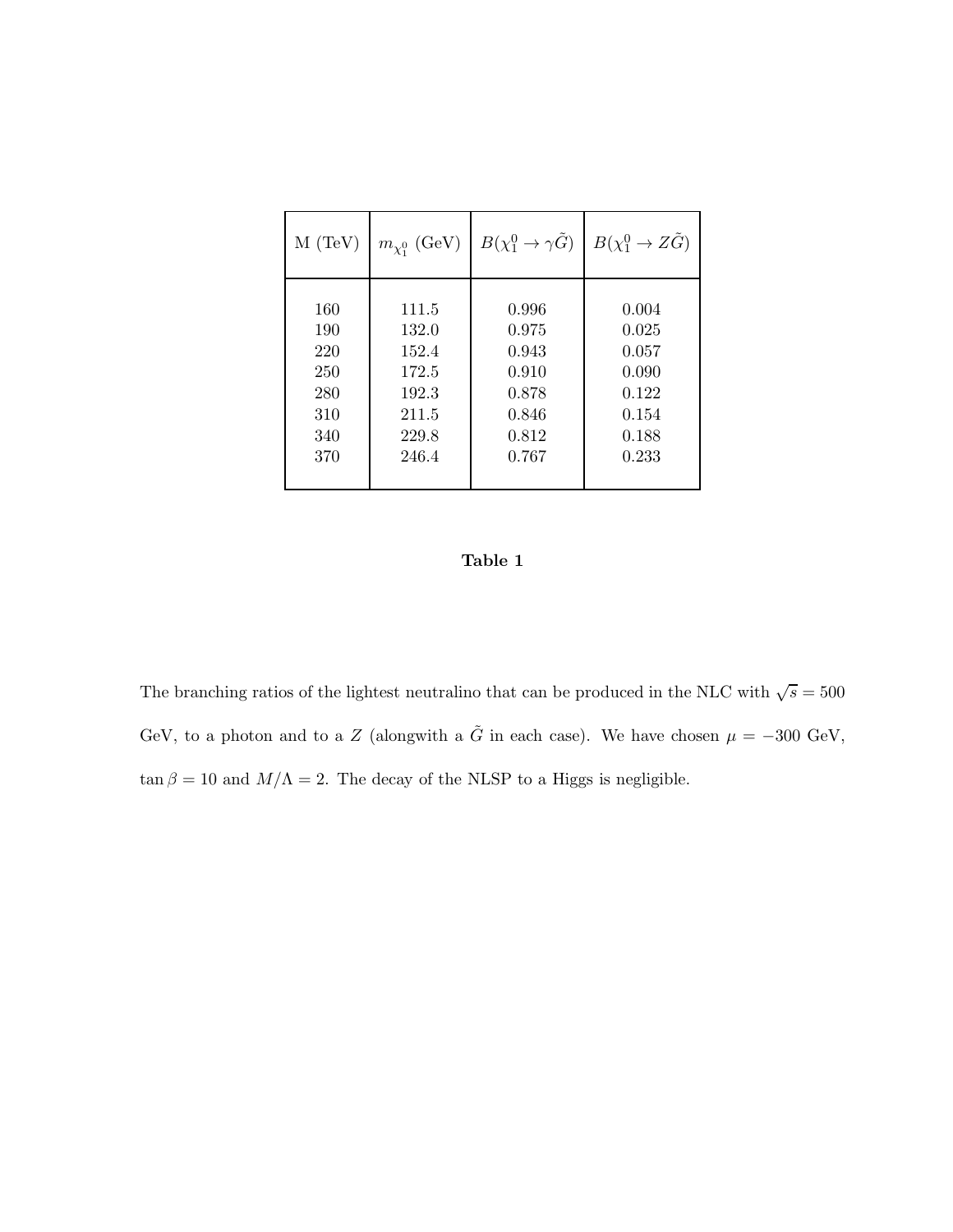| M (TeV) | $m_{\chi_1^0}$ (GeV) | $B(\chi_1^0 \to \gamma \tilde{G})$ | $B(\chi_1^0 \to Z \tilde{G})$ |
|---|---|---|---|
| 160 | 111.5 | 0.996 | 0.004 |
| 190 | 132.0 | 0.975 | 0.025 |
| 220 | 152.4 | 0.943 | 0.057 |
| 250 | 172.5 | 0.910 | 0.090 |
| 280 | 192.3 | 0.878 | 0.122 |
| 310 | 211.5 | 0.846 | 0.154 |
| 340 | 229.8 | 0.812 | 0.188 |
| 370 | 246.4 | 0.767 | 0.233 |

**Table 1**

The branching ratios of the lightest neutralino that can be produced in the NLC with $\sqrt{s} = 500$ GeV, to a photon and to a $Z$ (alongwith a $\tilde{G}$ in each case). We have chosen $\mu = -300$ GeV, $\tan\beta = 10$ and $M/\Lambda = 2$. The decay of the NLSP to a Higgs is negligible.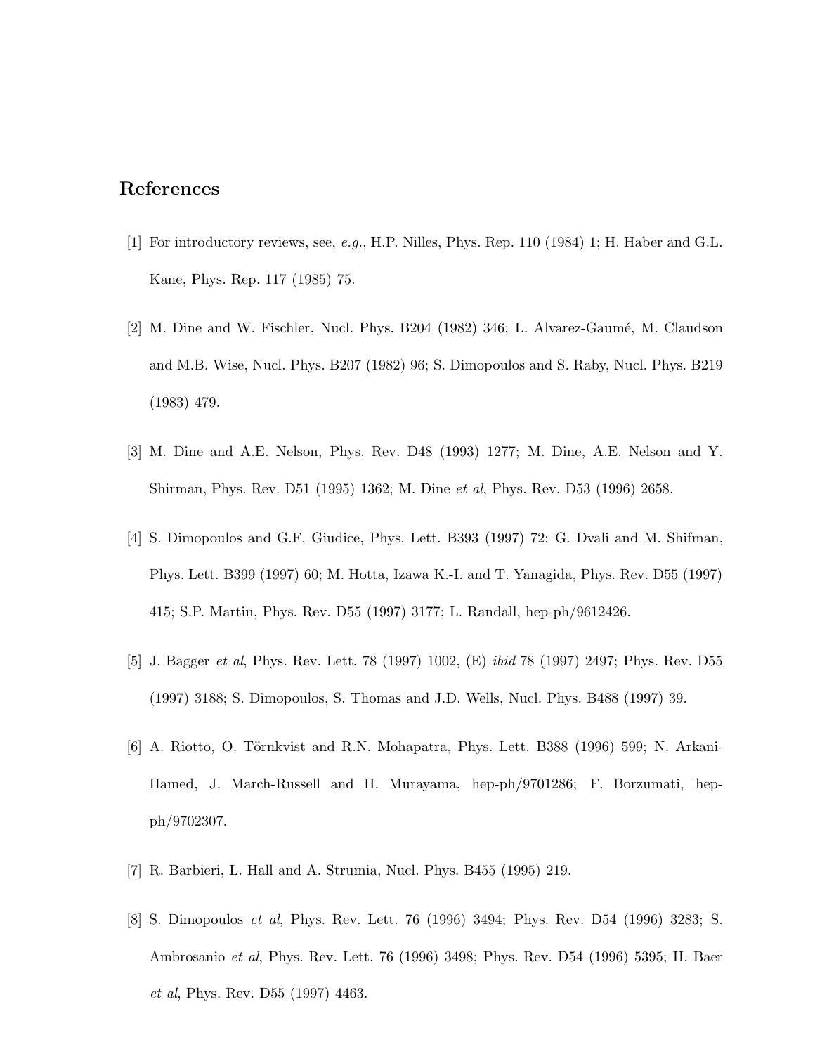## References

[1] For introductory reviews, see, *e.g.*, H.P. Nilles, Phys. Rep. 110 (1984) 1; H. Haber and G.L. Kane, Phys. Rep. 117 (1985) 75.

[2] M. Dine and W. Fischler, Nucl. Phys. B204 (1982) 346; L. Alvarez-Gaumé, M. Claudson and M.B. Wise, Nucl. Phys. B207 (1982) 96; S. Dimopoulos and S. Raby, Nucl. Phys. B219 (1983) 479.

[3] M. Dine and A.E. Nelson, Phys. Rev. D48 (1993) 1277; M. Dine, A.E. Nelson and Y. Shirman, Phys. Rev. D51 (1995) 1362; M. Dine *et al*, Phys. Rev. D53 (1996) 2658.

[4] S. Dimopoulos and G.F. Giudice, Phys. Lett. B393 (1997) 72; G. Dvali and M. Shifman, Phys. Lett. B399 (1997) 60; M. Hotta, Izawa K.-I. and T. Yanagida, Phys. Rev. D55 (1997) 415; S.P. Martin, Phys. Rev. D55 (1997) 3177; L. Randall, hep-ph/9612426.

[5] J. Bagger *et al*, Phys. Rev. Lett. 78 (1997) 1002, (E) *ibid* 78 (1997) 2497; Phys. Rev. D55 (1997) 3188; S. Dimopoulos, S. Thomas and J.D. Wells, Nucl. Phys. B488 (1997) 39.

[6] A. Riotto, O. Törnkvist and R.N. Mohapatra, Phys. Lett. B388 (1996) 599; N. Arkani-Hamed, J. March-Russell and H. Murayama, hep-ph/9701286; F. Borzumati, hep-ph/9702307.

[7] R. Barbieri, L. Hall and A. Strumia, Nucl. Phys. B455 (1995) 219.

[8] S. Dimopoulos *et al*, Phys. Rev. Lett. 76 (1996) 3494; Phys. Rev. D54 (1996) 3283; S. Ambrosanio *et al*, Phys. Rev. Lett. 76 (1996) 3498; Phys. Rev. D54 (1996) 5395; H. Baer *et al*, Phys. Rev. D55 (1997) 4463.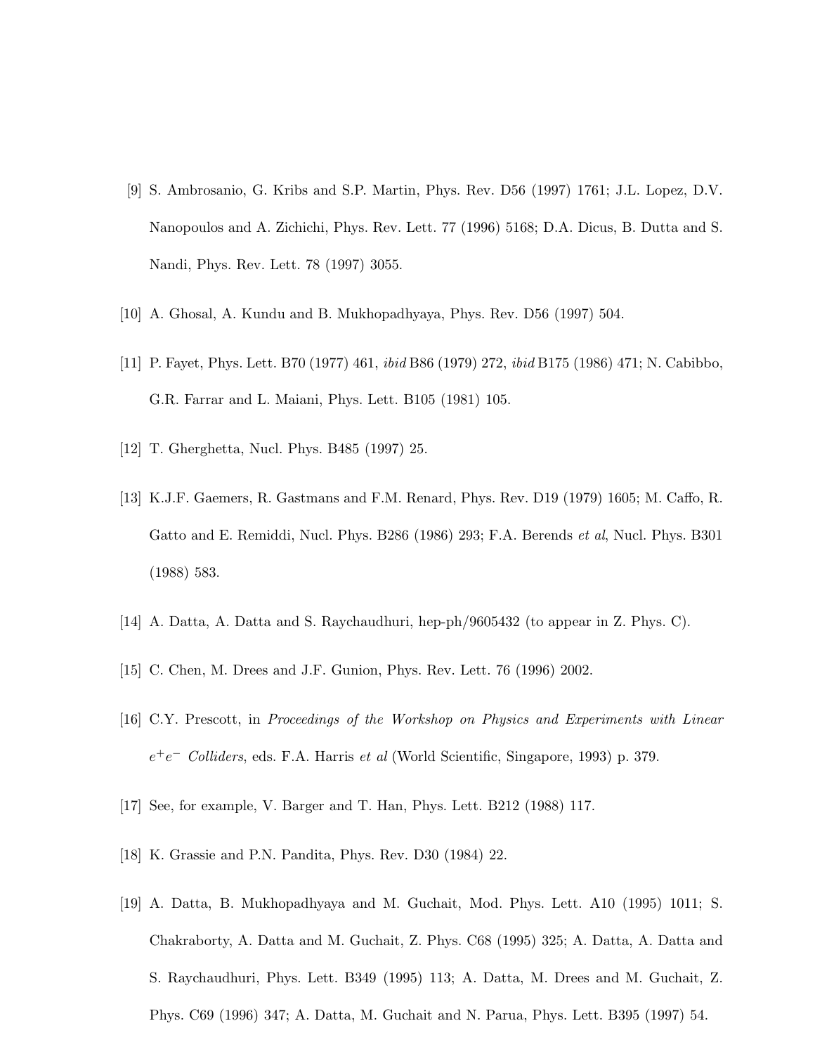[9] S. Ambrosanio, G. Kribs and S.P. Martin, Phys. Rev. D56 (1997) 1761; J.L. Lopez, D.V. Nanopoulos and A. Zichichi, Phys. Rev. Lett. 77 (1996) 5168; D.A. Dicus, B. Dutta and S. Nandi, Phys. Rev. Lett. 78 (1997) 3055.

[10] A. Ghosal, A. Kundu and B. Mukhopadhyaya, Phys. Rev. D56 (1997) 504.

[11] P. Fayet, Phys. Lett. B70 (1977) 461, *ibid* B86 (1979) 272, *ibid* B175 (1986) 471; N. Cabibbo, G.R. Farrar and L. Maiani, Phys. Lett. B105 (1981) 105.

[12] T. Gherghetta, Nucl. Phys. B485 (1997) 25.

[13] K.J.F. Gaemers, R. Gastmans and F.M. Renard, Phys. Rev. D19 (1979) 1605; M. Caffo, R. Gatto and E. Remiddi, Nucl. Phys. B286 (1986) 293; F.A. Berends *et al*, Nucl. Phys. B301 (1988) 583.

[14] A. Datta, A. Datta and S. Raychaudhuri, hep-ph/9605432 (to appear in Z. Phys. C).

[15] C. Chen, M. Drees and J.F. Gunion, Phys. Rev. Lett. 76 (1996) 2002.

[16] C.Y. Prescott, in *Proceedings of the Workshop on Physics and Experiments with Linear $e^+e^-$ Colliders*, eds. F.A. Harris *et al* (World Scientific, Singapore, 1993) p. 379.

[17] See, for example, V. Barger and T. Han, Phys. Lett. B212 (1988) 117.

[18] K. Grassie and P.N. Pandita, Phys. Rev. D30 (1984) 22.

[19] A. Datta, B. Mukhopadhyaya and M. Guchait, Mod. Phys. Lett. A10 (1995) 1011; S. Chakraborty, A. Datta and M. Guchait, Z. Phys. C68 (1995) 325; A. Datta, A. Datta and S. Raychaudhuri, Phys. Lett. B349 (1995) 113; A. Datta, M. Drees and M. Guchait, Z. Phys. C69 (1996) 347; A. Datta, M. Guchait and N. Parua, Phys. Lett. B395 (1997) 54.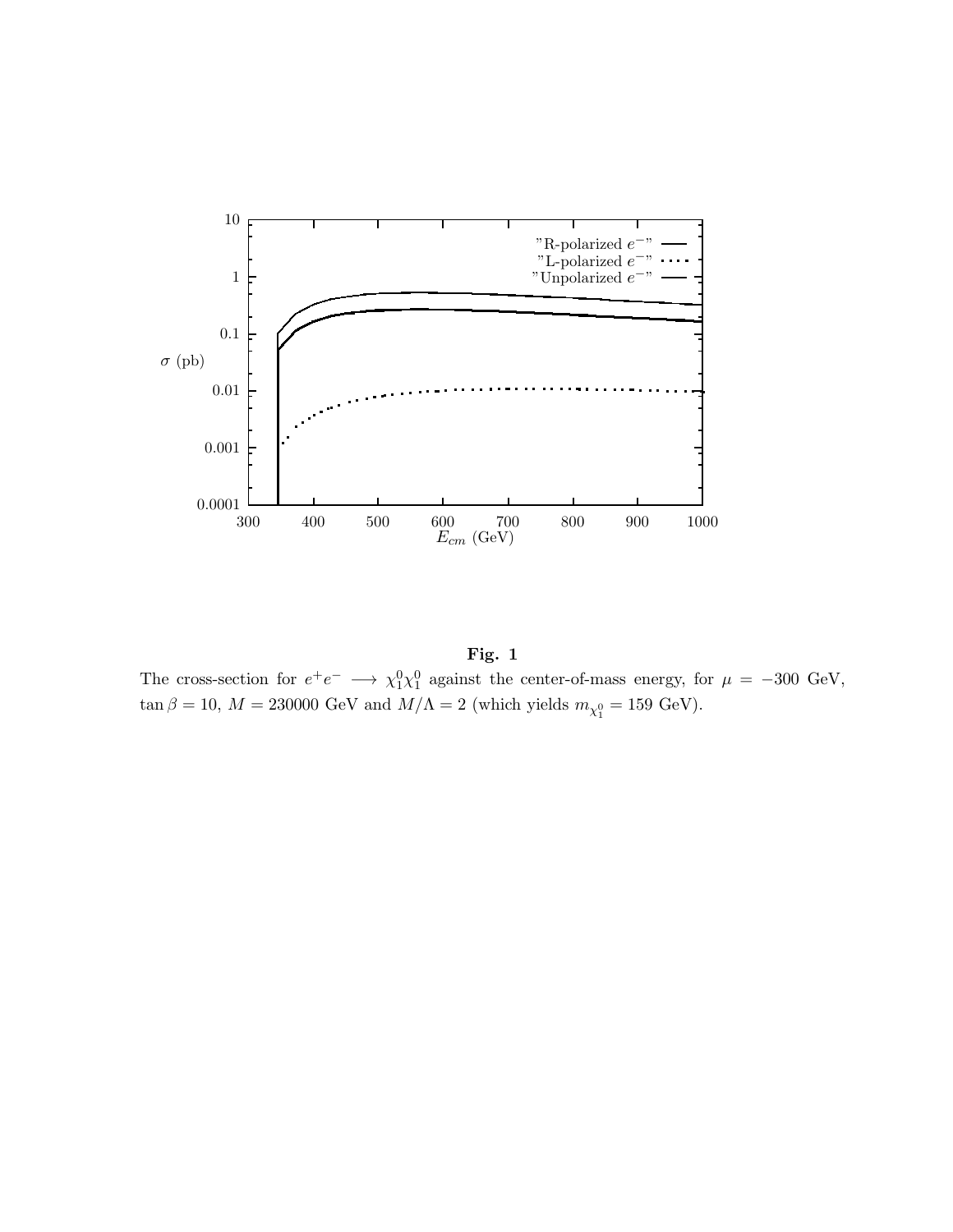**Fig. 1**

The cross-section for $e^+e^- \longrightarrow \chi_1^0\chi_1^0$ against the center-of-mass energy, for $\mu = -300$ GeV, $\tan\beta = 10$, $M = 230000$ GeV and $M/\Lambda = 2$ (which yields $m_{\chi_1^0} = 159$ GeV).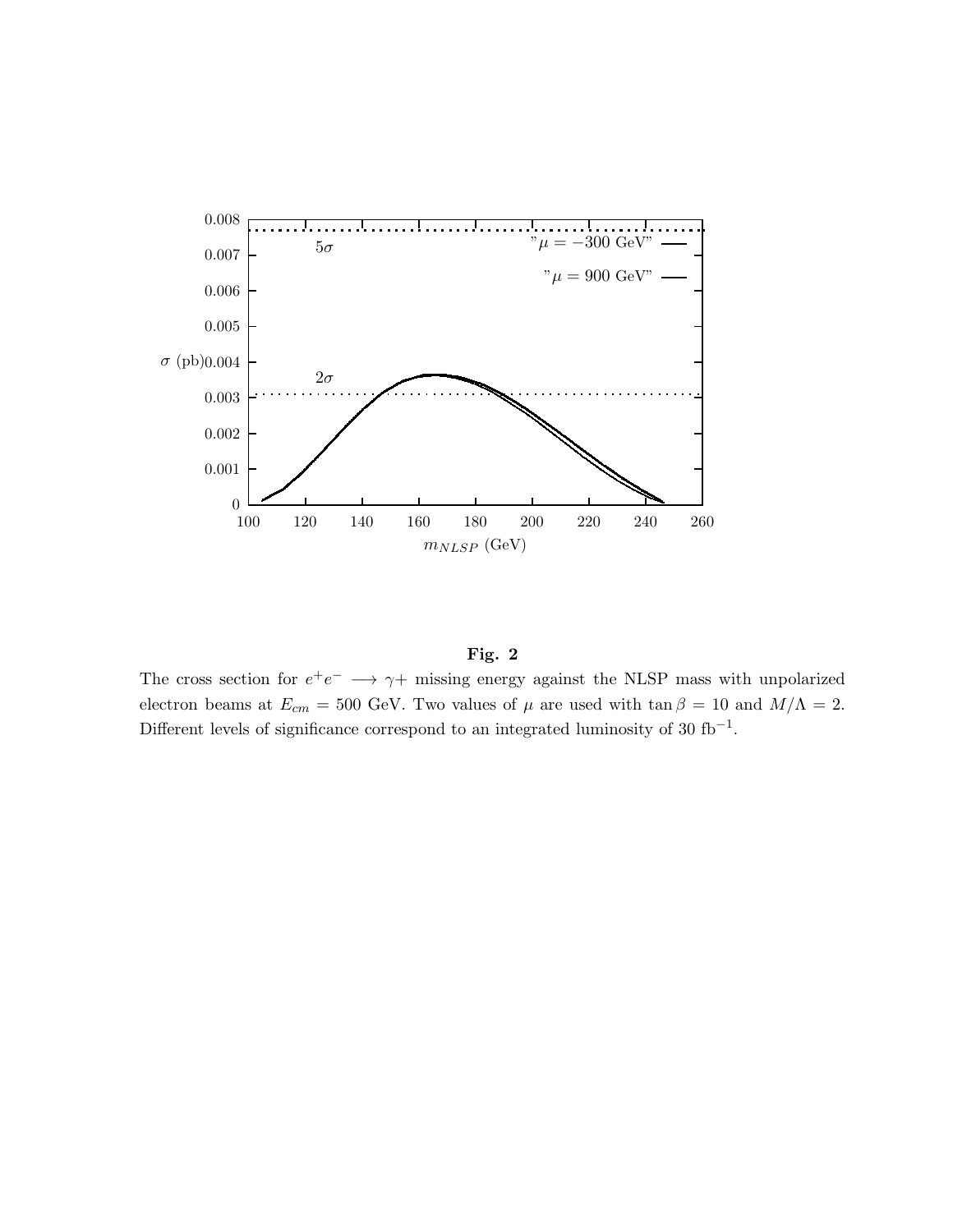**Fig. 2**

The cross section for $e^+e^- \longrightarrow \gamma +$ missing energy against the NLSP mass with unpolarized electron beams at $E_{cm} = 500$ GeV. Two values of $\mu$ are used with $\tan\beta = 10$ and $M/\Lambda = 2$. Different levels of significance correspond to an integrated luminosity of 30 fb$^{-1}$.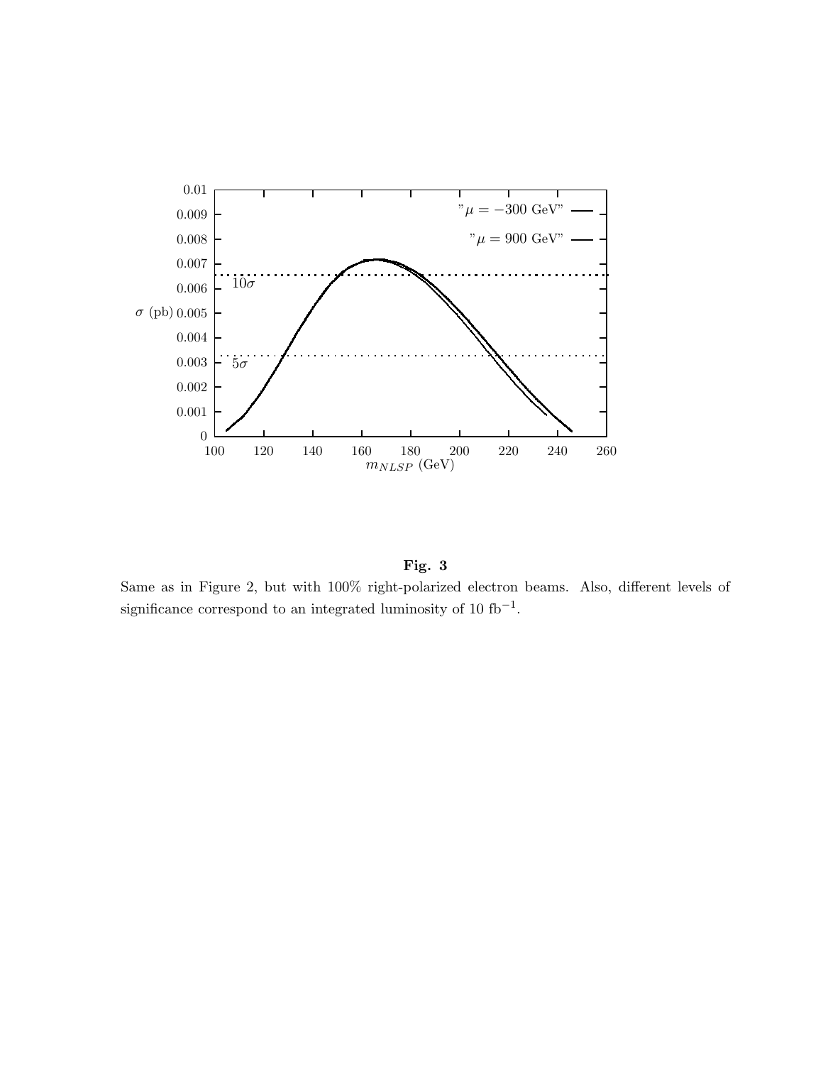**Fig. 3**

Same as in Figure 2, but with 100% right-polarized electron beams. Also, different levels of significance correspond to an integrated luminosity of 10 $\text{fb}^{-1}$.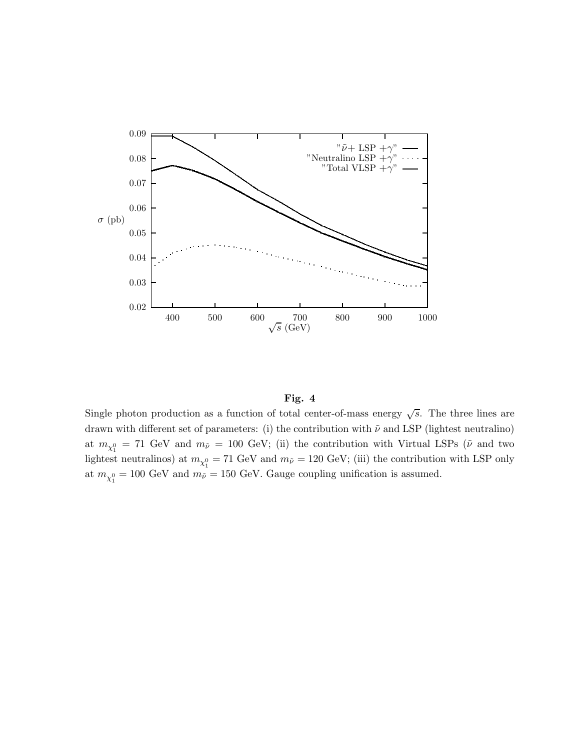**Fig. 4**

Single photon production as a function of total center-of-mass energy $\sqrt{s}$. The three lines are drawn with different set of parameters: (i) the contribution with $\tilde{\nu}$ and LSP (lightest neutralino) at $m_{\chi_1^0} = 71$ GeV and $m_{\tilde{\nu}} = 100$ GeV; (ii) the contribution with Virtual LSPs ($\tilde{\nu}$ and two lightest neutralinos) at $m_{\chi_1^0} = 71$ GeV and $m_{\tilde{\nu}} = 120$ GeV; (iii) the contribution with LSP only at $m_{\chi_1^0} = 100$ GeV and $m_{\tilde{\nu}} = 150$ GeV. Gauge coupling unification is assumed.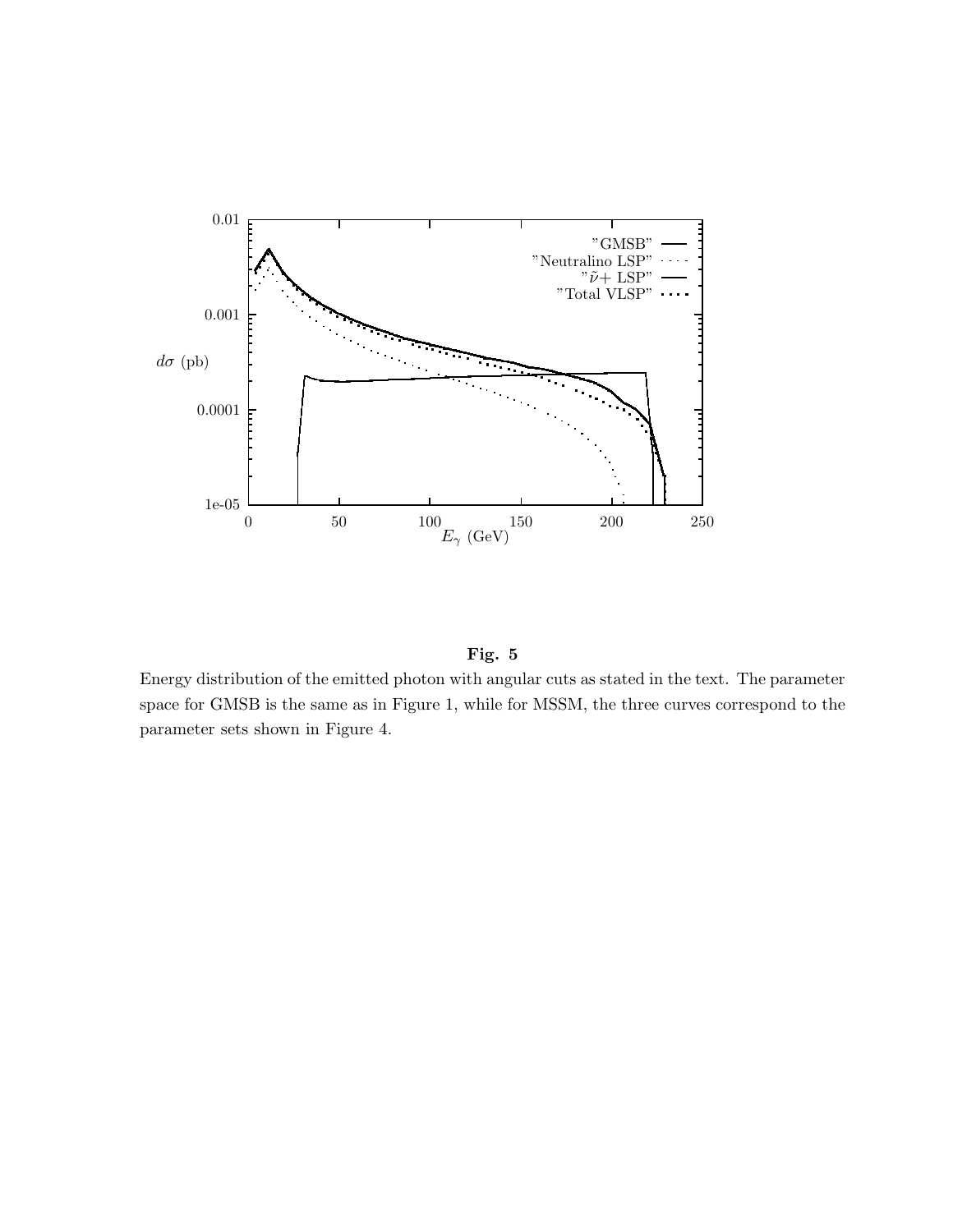**Fig. 5**

Energy distribution of the emitted photon with angular cuts as stated in the text. The parameter space for GMSB is the same as in Figure 1, while for MSSM, the three curves correspond to the parameter sets shown in Figure 4.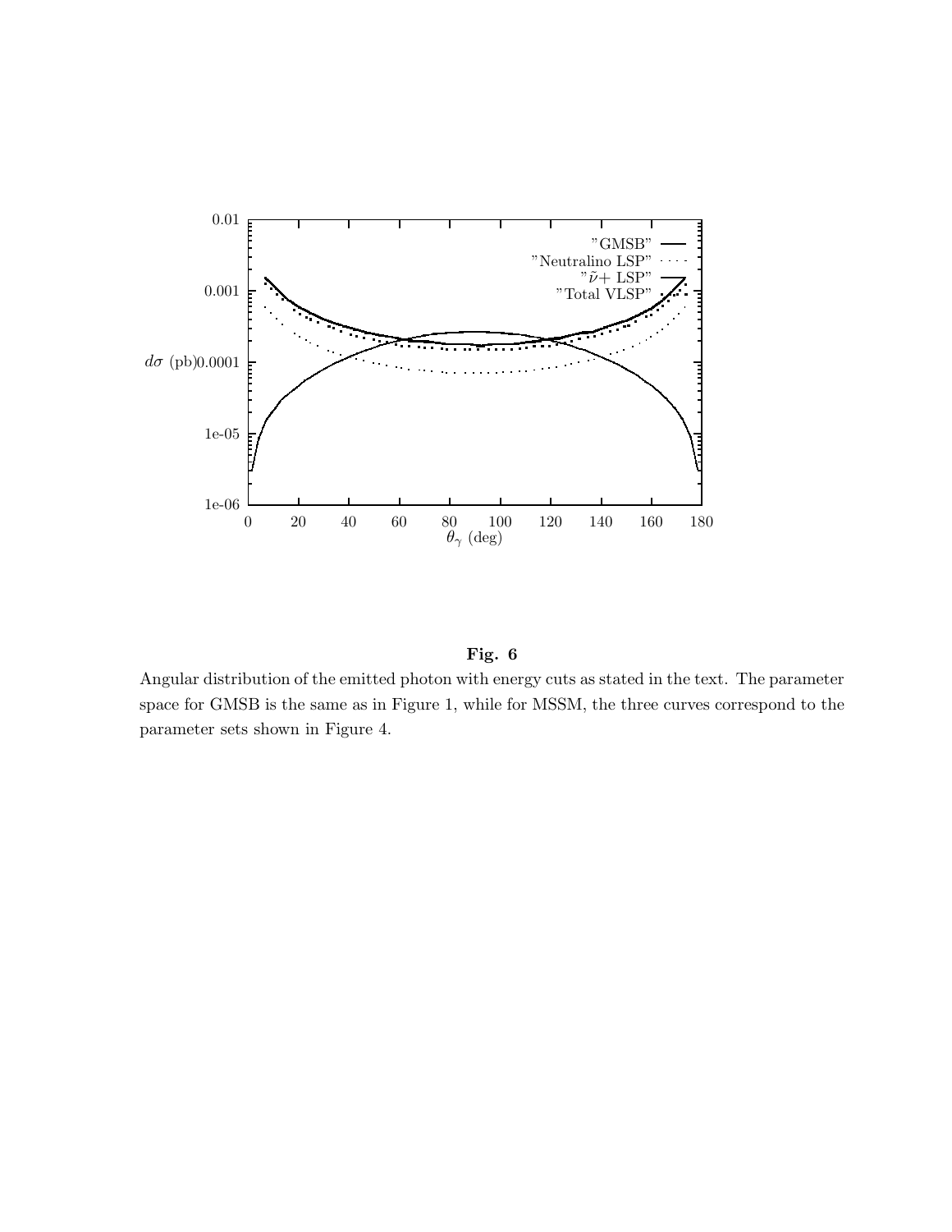0.01

0.001

$d\sigma$ (pb) 0.0001

1e-05

1e-06

0 20 40 60 80 100 120 140 160 180

$\theta_\gamma$ (deg)

"GMSB"

"Neutralino LSP"

"$\tilde{\nu}$+ LSP"

"Total VLSP"

**Fig. 6**

Angular distribution of the emitted photon with energy cuts as stated in the text. The parameter space for GMSB is the same as in Figure 1, while for MSSM, the three curves correspond to the parameter sets shown in Figure 4.